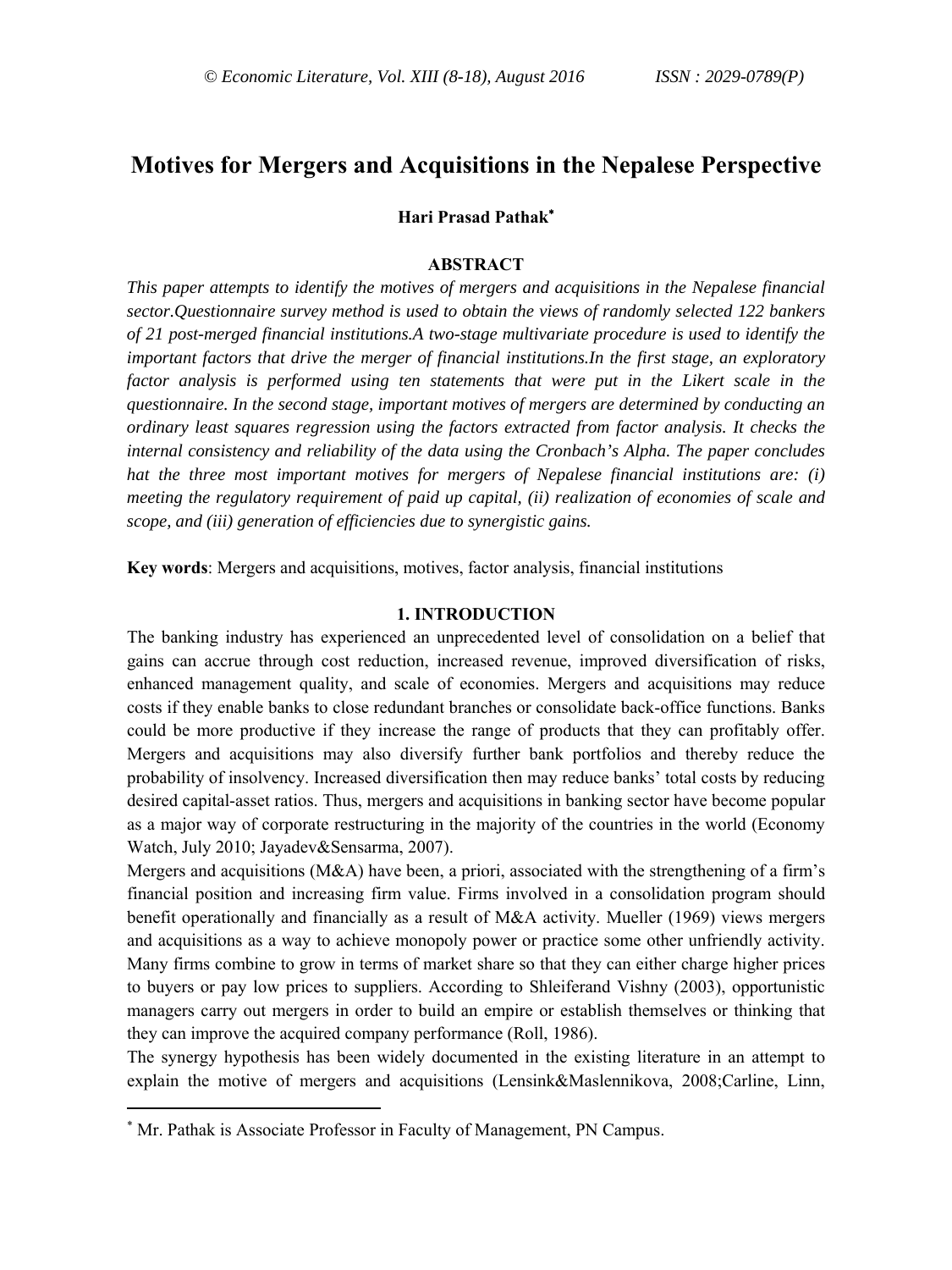# Motives for Mergers and Acquisitions in the Nepalese Perspective

**Hari Prasad Pathak***

### ABSTRACT

*This paper attempts to identify the motives of mergers and acquisitions in the Nepalese financial sector.Questionnaire survey method is used to obtain the views of randomly selected 122 bankers of 21 post-merged financial institutions.A two-stage multivariate procedure is used to identify the important factors that drive the merger of financial institutions.In the first stage, an exploratory factor analysis is performed using ten statements that were put in the Likert scale in the questionnaire. In the second stage, important motives of mergers are determined by conducting an ordinary least squares regression using the factors extracted from factor analysis. It checks the internal consistency and reliability of the data using the Cronbach's Alpha. The paper concludes hat the three most important motives for mergers of Nepalese financial institutions are: (i) meeting the regulatory requirement of paid up capital, (ii) realization of economies of scale and scope, and (iii) generation of efficiencies due to synergistic gains.*

**Key words**: Mergers and acquisitions, motives, factor analysis, financial institutions

## 1. INTRODUCTION

The banking industry has experienced an unprecedented level of consolidation on a belief that gains can accrue through cost reduction, increased revenue, improved diversification of risks, enhanced management quality, and scale of economies. Mergers and acquisitions may reduce costs if they enable banks to close redundant branches or consolidate back-office functions. Banks could be more productive if they increase the range of products that they can profitably offer. Mergers and acquisitions may also diversify further bank portfolios and thereby reduce the probability of insolvency. Increased diversification then may reduce banks' total costs by reducing desired capital-asset ratios. Thus, mergers and acquisitions in banking sector have become popular as a major way of corporate restructuring in the majority of the countries in the world (Economy Watch, July 2010; Jayadev&Sensarma, 2007).

Mergers and acquisitions (M&A) have been, a priori, associated with the strengthening of a firm's financial position and increasing firm value. Firms involved in a consolidation program should benefit operationally and financially as a result of M&A activity. Mueller (1969) views mergers and acquisitions as a way to achieve monopoly power or practice some other unfriendly activity. Many firms combine to grow in terms of market share so that they can either charge higher prices to buyers or pay low prices to suppliers. According to Shleiferand Vishny (2003), opportunistic managers carry out mergers in order to build an empire or establish themselves or thinking that they can improve the acquired company performance (Roll, 1986).

The synergy hypothesis has been widely documented in the existing literature in an attempt to explain the motive of mergers and acquisitions (Lensink&Maslennikova, 2008;Carline, Linn,

---

* Mr. Pathak is Associate Professor in Faculty of Management, PN Campus.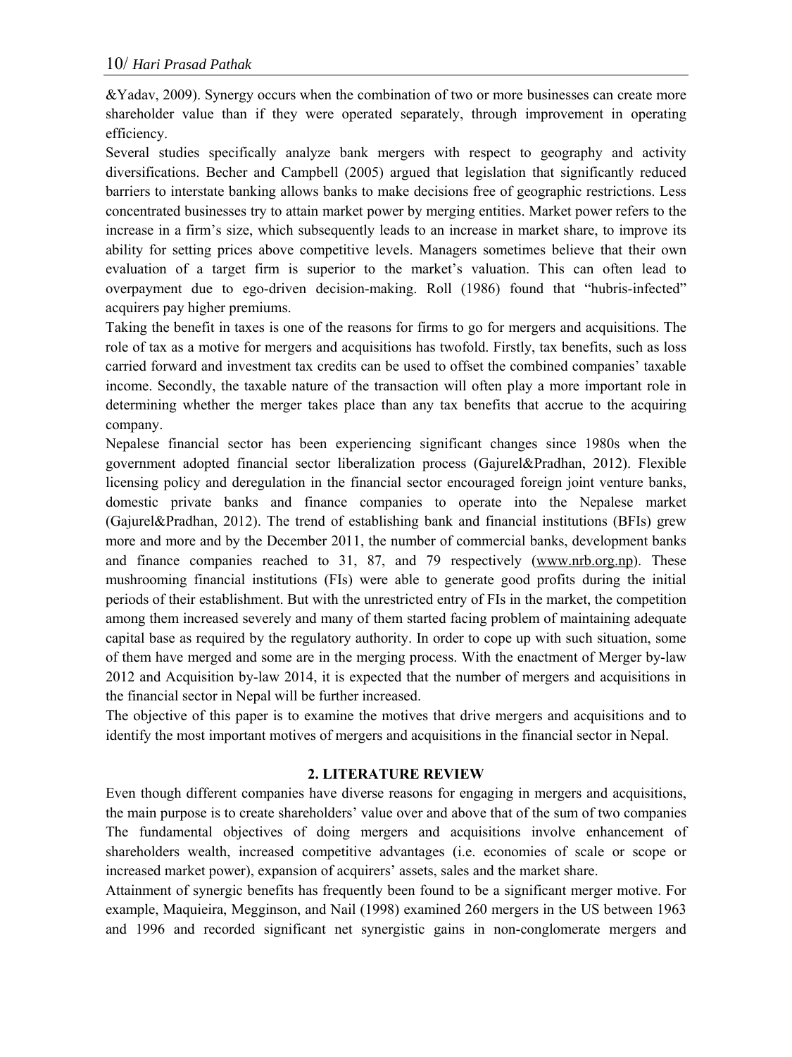&Yadav, 2009). Synergy occurs when the combination of two or more businesses can create more shareholder value than if they were operated separately, through improvement in operating efficiency.

Several studies specifically analyze bank mergers with respect to geography and activity diversifications. Becher and Campbell (2005) argued that legislation that significantly reduced barriers to interstate banking allows banks to make decisions free of geographic restrictions. Less concentrated businesses try to attain market power by merging entities. Market power refers to the increase in a firm's size, which subsequently leads to an increase in market share, to improve its ability for setting prices above competitive levels. Managers sometimes believe that their own evaluation of a target firm is superior to the market's valuation. This can often lead to overpayment due to ego-driven decision-making. Roll (1986) found that "hubris-infected" acquirers pay higher premiums.

Taking the benefit in taxes is one of the reasons for firms to go for mergers and acquisitions. The role of tax as a motive for mergers and acquisitions has twofold. Firstly, tax benefits, such as loss carried forward and investment tax credits can be used to offset the combined companies' taxable income. Secondly, the taxable nature of the transaction will often play a more important role in determining whether the merger takes place than any tax benefits that accrue to the acquiring company.

Nepalese financial sector has been experiencing significant changes since 1980s when the government adopted financial sector liberalization process (Gajurel&Pradhan, 2012). Flexible licensing policy and deregulation in the financial sector encouraged foreign joint venture banks, domestic private banks and finance companies to operate into the Nepalese market (Gajurel&Pradhan, 2012). The trend of establishing bank and financial institutions (BFIs) grew more and more and by the December 2011, the number of commercial banks, development banks and finance companies reached to 31, 87, and 79 respectively (www.nrb.org.np). These mushrooming financial institutions (FIs) were able to generate good profits during the initial periods of their establishment. But with the unrestricted entry of FIs in the market, the competition among them increased severely and many of them started facing problem of maintaining adequate capital base as required by the regulatory authority. In order to cope up with such situation, some of them have merged and some are in the merging process. With the enactment of Merger by-law 2012 and Acquisition by-law 2014, it is expected that the number of mergers and acquisitions in the financial sector in Nepal will be further increased.

The objective of this paper is to examine the motives that drive mergers and acquisitions and to identify the most important motives of mergers and acquisitions in the financial sector in Nepal.

## 2. LITERATURE REVIEW

Even though different companies have diverse reasons for engaging in mergers and acquisitions, the main purpose is to create shareholders' value over and above that of the sum of two companies The fundamental objectives of doing mergers and acquisitions involve enhancement of shareholders wealth, increased competitive advantages (i.e. economies of scale or scope or increased market power), expansion of acquirers' assets, sales and the market share.

Attainment of synergic benefits has frequently been found to be a significant merger motive. For example, Maquieira, Megginson, and Nail (1998) examined 260 mergers in the US between 1963 and 1996 and recorded significant net synergistic gains in non-conglomerate mergers and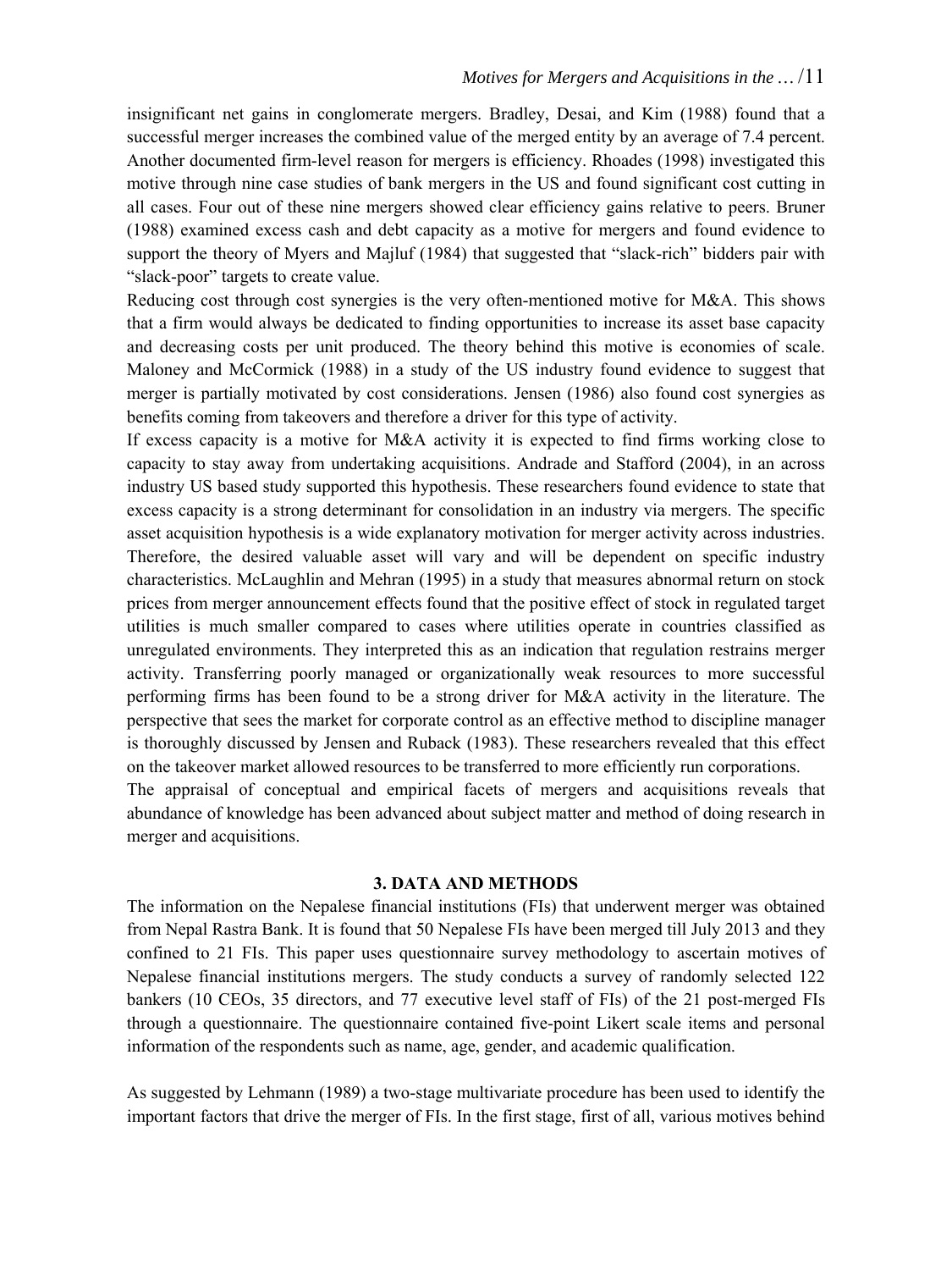insignificant net gains in conglomerate mergers. Bradley, Desai, and Kim (1988) found that a successful merger increases the combined value of the merged entity by an average of 7.4 percent. Another documented firm-level reason for mergers is efficiency. Rhoades (1998) investigated this motive through nine case studies of bank mergers in the US and found significant cost cutting in all cases. Four out of these nine mergers showed clear efficiency gains relative to peers. Bruner (1988) examined excess cash and debt capacity as a motive for mergers and found evidence to support the theory of Myers and Majluf (1984) that suggested that "slack-rich" bidders pair with "slack-poor" targets to create value.

Reducing cost through cost synergies is the very often-mentioned motive for M&A. This shows that a firm would always be dedicated to finding opportunities to increase its asset base capacity and decreasing costs per unit produced. The theory behind this motive is economies of scale. Maloney and McCormick (1988) in a study of the US industry found evidence to suggest that merger is partially motivated by cost considerations. Jensen (1986) also found cost synergies as benefits coming from takeovers and therefore a driver for this type of activity.

If excess capacity is a motive for M&A activity it is expected to find firms working close to capacity to stay away from undertaking acquisitions. Andrade and Stafford (2004), in an across industry US based study supported this hypothesis. These researchers found evidence to state that excess capacity is a strong determinant for consolidation in an industry via mergers. The specific asset acquisition hypothesis is a wide explanatory motivation for merger activity across industries. Therefore, the desired valuable asset will vary and will be dependent on specific industry characteristics. McLaughlin and Mehran (1995) in a study that measures abnormal return on stock prices from merger announcement effects found that the positive effect of stock in regulated target utilities is much smaller compared to cases where utilities operate in countries classified as unregulated environments. They interpreted this as an indication that regulation restrains merger activity. Transferring poorly managed or organizationally weak resources to more successful performing firms has been found to be a strong driver for M&A activity in the literature. The perspective that sees the market for corporate control as an effective method to discipline manager is thoroughly discussed by Jensen and Ruback (1983). These researchers revealed that this effect on the takeover market allowed resources to be transferred to more efficiently run corporations.

The appraisal of conceptual and empirical facets of mergers and acquisitions reveals that abundance of knowledge has been advanced about subject matter and method of doing research in merger and acquisitions.

## 3. DATA AND METHODS

The information on the Nepalese financial institutions (FIs) that underwent merger was obtained from Nepal Rastra Bank. It is found that 50 Nepalese FIs have been merged till July 2013 and they confined to 21 FIs. This paper uses questionnaire survey methodology to ascertain motives of Nepalese financial institutions mergers. The study conducts a survey of randomly selected 122 bankers (10 CEOs, 35 directors, and 77 executive level staff of FIs) of the 21 post-merged FIs through a questionnaire. The questionnaire contained five-point Likert scale items and personal information of the respondents such as name, age, gender, and academic qualification.

As suggested by Lehmann (1989) a two-stage multivariate procedure has been used to identify the important factors that drive the merger of FIs. In the first stage, first of all, various motives behind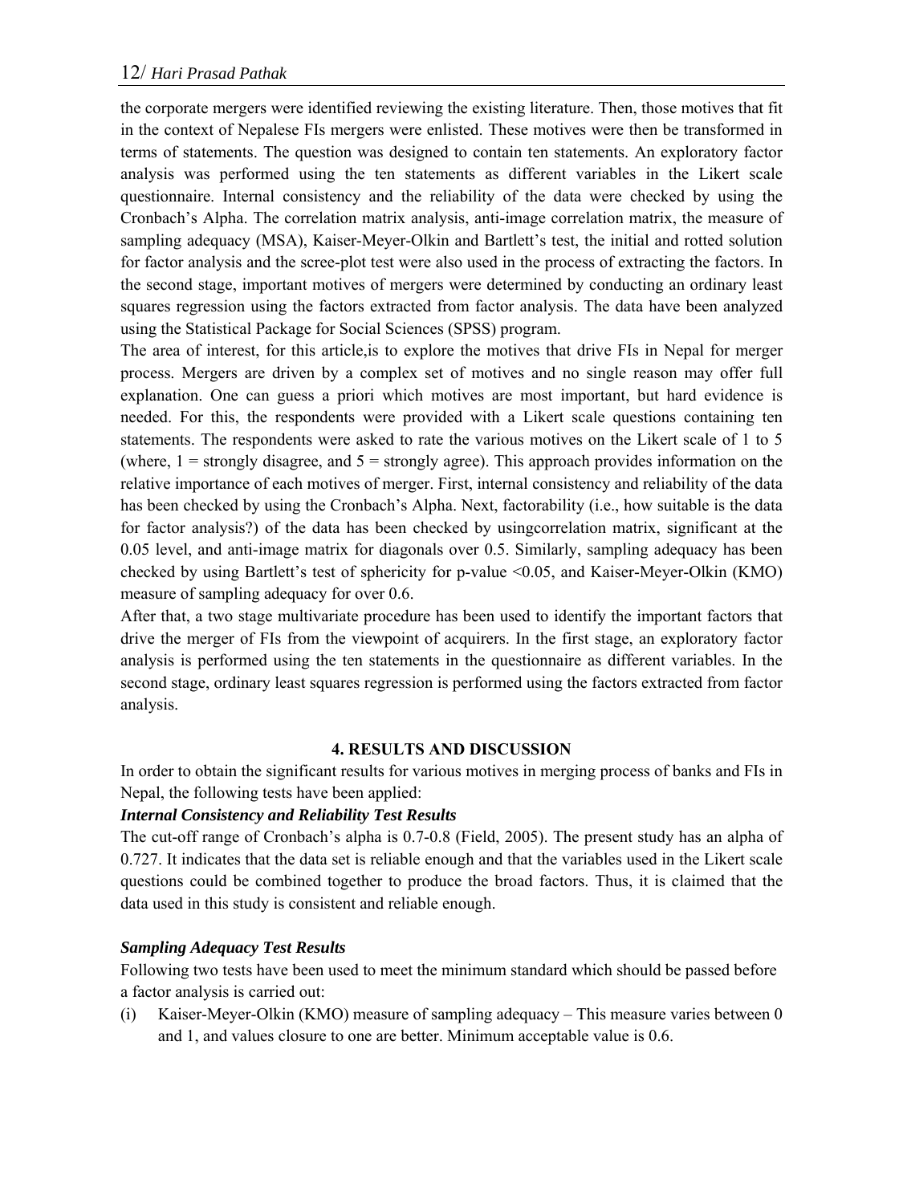the corporate mergers were identified reviewing the existing literature. Then, those motives that fit in the context of Nepalese FIs mergers were enlisted. These motives were then be transformed in terms of statements. The question was designed to contain ten statements. An exploratory factor analysis was performed using the ten statements as different variables in the Likert scale questionnaire. Internal consistency and the reliability of the data were checked by using the Cronbach's Alpha. The correlation matrix analysis, anti-image correlation matrix, the measure of sampling adequacy (MSA), Kaiser-Meyer-Olkin and Bartlett's test, the initial and rotted solution for factor analysis and the scree-plot test were also used in the process of extracting the factors. In the second stage, important motives of mergers were determined by conducting an ordinary least squares regression using the factors extracted from factor analysis. The data have been analyzed using the Statistical Package for Social Sciences (SPSS) program.

The area of interest, for this article,is to explore the motives that drive FIs in Nepal for merger process. Mergers are driven by a complex set of motives and no single reason may offer full explanation. One can guess a priori which motives are most important, but hard evidence is needed. For this, the respondents were provided with a Likert scale questions containing ten statements. The respondents were asked to rate the various motives on the Likert scale of 1 to 5 (where, 1 = strongly disagree, and 5 = strongly agree). This approach provides information on the relative importance of each motives of merger. First, internal consistency and reliability of the data has been checked by using the Cronbach's Alpha. Next, factorability (i.e., how suitable is the data for factor analysis?) of the data has been checked by usingcorrelation matrix, significant at the 0.05 level, and anti-image matrix for diagonals over 0.5. Similarly, sampling adequacy has been checked by using Bartlett's test of sphericity for p-value <0.05, and Kaiser-Meyer-Olkin (KMO) measure of sampling adequacy for over 0.6.

After that, a two stage multivariate procedure has been used to identify the important factors that drive the merger of FIs from the viewpoint of acquirers. In the first stage, an exploratory factor analysis is performed using the ten statements in the questionnaire as different variables. In the second stage, ordinary least squares regression is performed using the factors extracted from factor analysis.

## 4. RESULTS AND DISCUSSION

In order to obtain the significant results for various motives in merging process of banks and FIs in Nepal, the following tests have been applied:

***Internal Consistency and Reliability Test Results***

The cut-off range of Cronbach's alpha is 0.7-0.8 (Field, 2005). The present study has an alpha of 0.727. It indicates that the data set is reliable enough and that the variables used in the Likert scale questions could be combined together to produce the broad factors. Thus, it is claimed that the data used in this study is consistent and reliable enough.

***Sampling Adequacy Test Results***

Following two tests have been used to meet the minimum standard which should be passed before a factor analysis is carried out:

(i) Kaiser-Meyer-Olkin (KMO) measure of sampling adequacy – This measure varies between 0 and 1, and values closure to one are better. Minimum acceptable value is 0.6.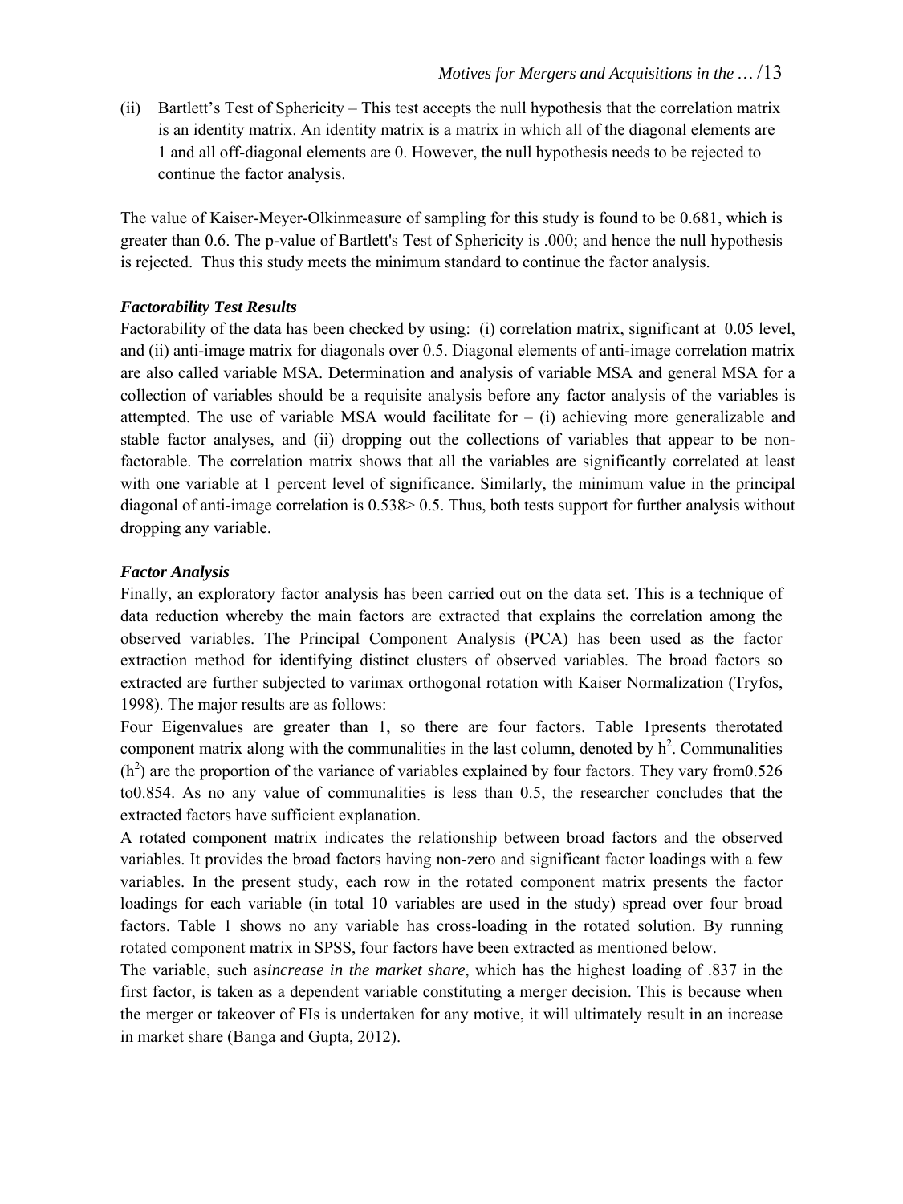(ii) Bartlett's Test of Sphericity – This test accepts the null hypothesis that the correlation matrix is an identity matrix. An identity matrix is a matrix in which all of the diagonal elements are 1 and all off-diagonal elements are 0. However, the null hypothesis needs to be rejected to continue the factor analysis.

The value of Kaiser-Meyer-Olkinmeasure of sampling for this study is found to be 0.681, which is greater than 0.6. The p-value of Bartlett's Test of Sphericity is .000; and hence the null hypothesis is rejected. Thus this study meets the minimum standard to continue the factor analysis.

***Factorability Test Results***

Factorability of the data has been checked by using: (i) correlation matrix, significant at 0.05 level, and (ii) anti-image matrix for diagonals over 0.5. Diagonal elements of anti-image correlation matrix are also called variable MSA. Determination and analysis of variable MSA and general MSA for a collection of variables should be a requisite analysis before any factor analysis of the variables is attempted. The use of variable MSA would facilitate for – (i) achieving more generalizable and stable factor analyses, and (ii) dropping out the collections of variables that appear to be non-factorable. The correlation matrix shows that all the variables are significantly correlated at least with one variable at 1 percent level of significance. Similarly, the minimum value in the principal diagonal of anti-image correlation is 0.538> 0.5. Thus, both tests support for further analysis without dropping any variable.

***Factor Analysis***

Finally, an exploratory factor analysis has been carried out on the data set. This is a technique of data reduction whereby the main factors are extracted that explains the correlation among the observed variables. The Principal Component Analysis (PCA) has been used as the factor extraction method for identifying distinct clusters of observed variables. The broad factors so extracted are further subjected to varimax orthogonal rotation with Kaiser Normalization (Tryfos, 1998). The major results are as follows:

Four Eigenvalues are greater than 1, so there are four factors. Table 1presents therotated component matrix along with the communalities in the last column, denoted by $h^2$. Communalities ($h^2$) are the proportion of the variance of variables explained by four factors. They vary from0.526 to0.854. As no any value of communalities is less than 0.5, the researcher concludes that the extracted factors have sufficient explanation.

A rotated component matrix indicates the relationship between broad factors and the observed variables. It provides the broad factors having non-zero and significant factor loadings with a few variables. In the present study, each row in the rotated component matrix presents the factor loadings for each variable (in total 10 variables are used in the study) spread over four broad factors. Table 1 shows no any variable has cross-loading in the rotated solution. By running rotated component matrix in SPSS, four factors have been extracted as mentioned below.

The variable, such as*increase in the market share*, which has the highest loading of .837 in the first factor, is taken as a dependent variable constituting a merger decision. This is because when the merger or takeover of FIs is undertaken for any motive, it will ultimately result in an increase in market share (Banga and Gupta, 2012).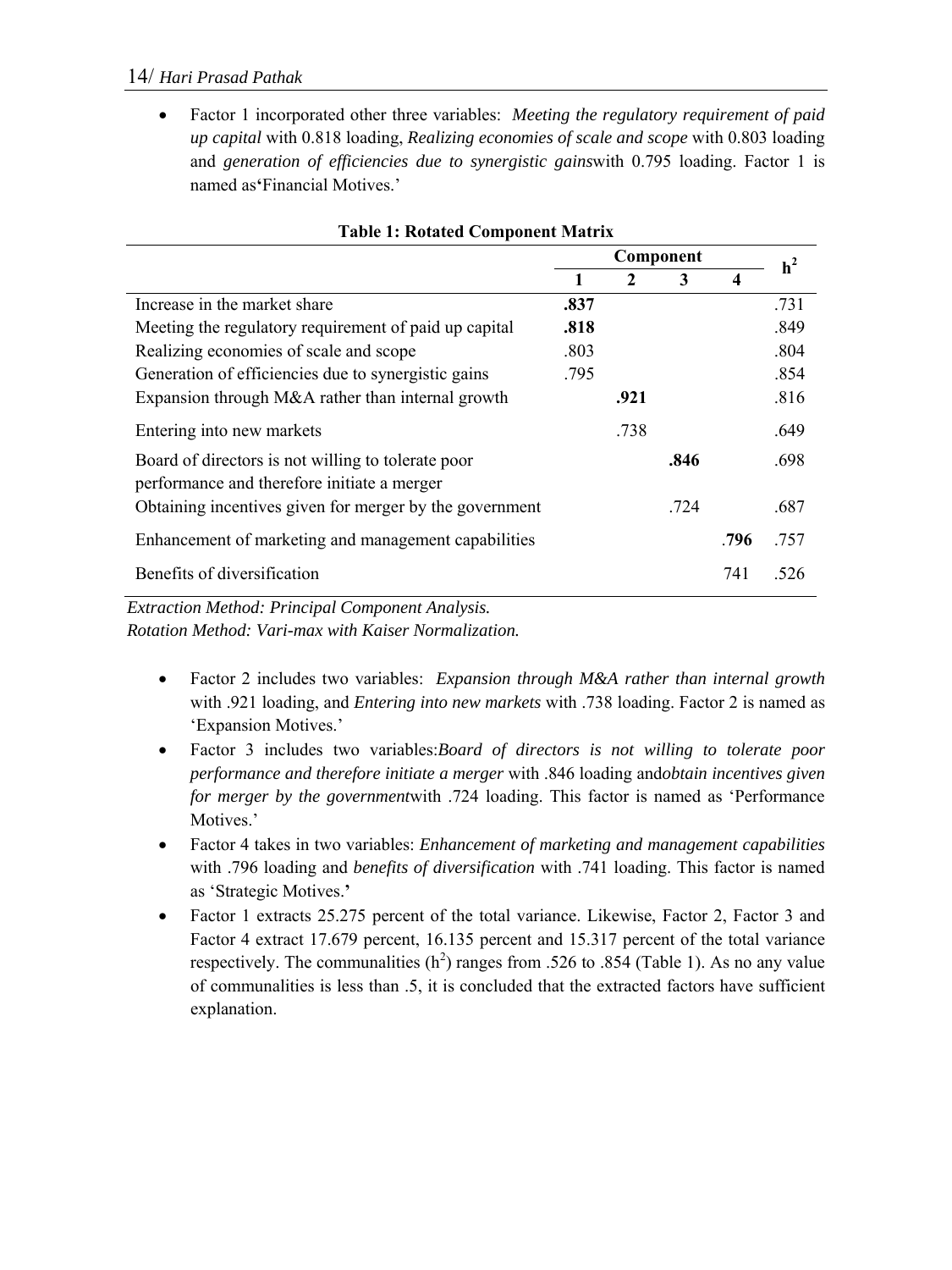- Factor 1 incorporated other three variables: *Meeting the regulatory requirement of paid up capital* with 0.818 loading, *Realizing economies of scale and scope* with 0.803 loading and *generation of efficiencies due to synergistic gains*with 0.795 loading. Factor 1 is named as**'**Financial Motives.'

**Table 1: Rotated Component Matrix**

| | Component | | | | $h^2$ |
|---|---|---|---|---|---|
| | 1 | 2 | 3 | 4 | |
| Increase in the market share | **.837** | | | | .731 |
| Meeting the regulatory requirement of paid up capital | **.818** | | | | .849 |
| Realizing economies of scale and scope | .803 | | | | .804 |
| Generation of efficiencies due to synergistic gains | .795 | | | | .854 |
| Expansion through M&A rather than internal growth | | **.921** | | | .816 |
| Entering into new markets | | .738 | | | .649 |
| Board of directors is not willing to tolerate poor performance and therefore initiate a merger | | | **.846** | | .698 |
| Obtaining incentives given for merger by the government | | | .724 | | .687 |
| Enhancement of marketing and management capabilities | | | | **.796** | .757 |
| Benefits of diversification | | | | 741 | .526 |

*Extraction Method: Principal Component Analysis.*
*Rotation Method: Vari-max with Kaiser Normalization.*

- Factor 2 includes two variables: *Expansion through M&A rather than internal growth* with .921 loading, and *Entering into new markets* with .738 loading. Factor 2 is named as 'Expansion Motives.'
- Factor 3 includes two variables:*Board of directors is not willing to tolerate poor performance and therefore initiate a merger* with .846 loading and*obtain incentives given for merger by the government*with .724 loading. This factor is named as 'Performance Motives.'
- Factor 4 takes in two variables: *Enhancement of marketing and management capabilities* with .796 loading and *benefits of diversification* with .741 loading. This factor is named as 'Strategic Motives.**'**
- Factor 1 extracts 25.275 percent of the total variance. Likewise, Factor 2, Factor 3 and Factor 4 extract 17.679 percent, 16.135 percent and 15.317 percent of the total variance respectively. The communalities ($h^2$) ranges from .526 to .854 (Table 1). As no any value of communalities is less than .5, it is concluded that the extracted factors have sufficient explanation.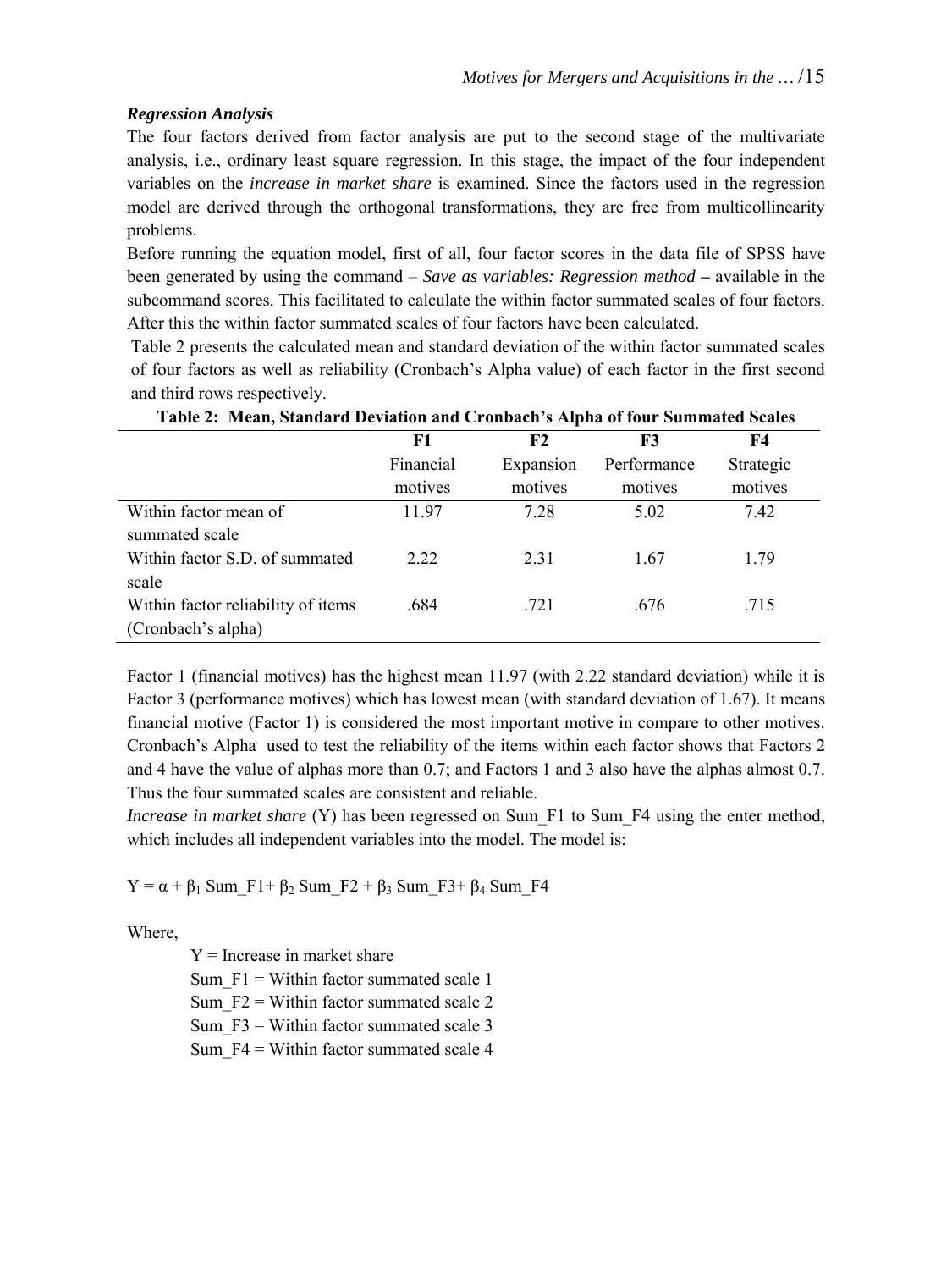### *Regression Analysis*

The four factors derived from factor analysis are put to the second stage of the multivariate analysis, i.e., ordinary least square regression. In this stage, the impact of the four independent variables on the *increase in market share* is examined. Since the factors used in the regression model are derived through the orthogonal transformations, they are free from multicollinearity problems.

Before running the equation model, first of all, four factor scores in the data file of SPSS have been generated by using the command – *Save as variables: Regression method* **–** available in the subcommand scores. This facilitated to calculate the within factor summated scales of four factors. After this the within factor summated scales of four factors have been calculated.

Table 2 presents the calculated mean and standard deviation of the within factor summated scales of four factors as well as reliability (Cronbach's Alpha value) of each factor in the first second and third rows respectively.

**Table 2: Mean, Standard Deviation and Cronbach's Alpha of four Summated Scales**

| | **F1** Financial motives | **F2** Expansion motives | **F3** Performance motives | **F4** Strategic motives |
|---|---|---|---|---|
| Within factor mean of summated scale | 11.97 | 7.28 | 5.02 | 7.42 |
| Within factor S.D. of summated scale | 2.22 | 2.31 | 1.67 | 1.79 |
| Within factor reliability of items (Cronbach's alpha) | .684 | .721 | .676 | .715 |

Factor 1 (financial motives) has the highest mean 11.97 (with 2.22 standard deviation) while it is Factor 3 (performance motives) which has lowest mean (with standard deviation of 1.67). It means financial motive (Factor 1) is considered the most important motive in compare to other motives. Cronbach's Alpha used to test the reliability of the items within each factor shows that Factors 2 and 4 have the value of alphas more than 0.7; and Factors 1 and 3 also have the alphas almost 0.7. Thus the four summated scales are consistent and reliable.

*Increase in market share* (Y) has been regressed on Sum_F1 to Sum_F4 using the enter method, which includes all independent variables into the model. The model is:

$$Y = \alpha + \beta_1 \text{ Sum\_F1} + \beta_2 \text{ Sum\_F2} + \beta_3 \text{ Sum\_F3} + \beta_4 \text{ Sum\_F4}$$

Where,

Y = Increase in market share
Sum_F1 = Within factor summated scale 1
Sum_F2 = Within factor summated scale 2
Sum_F3 = Within factor summated scale 3
Sum_F4 = Within factor summated scale 4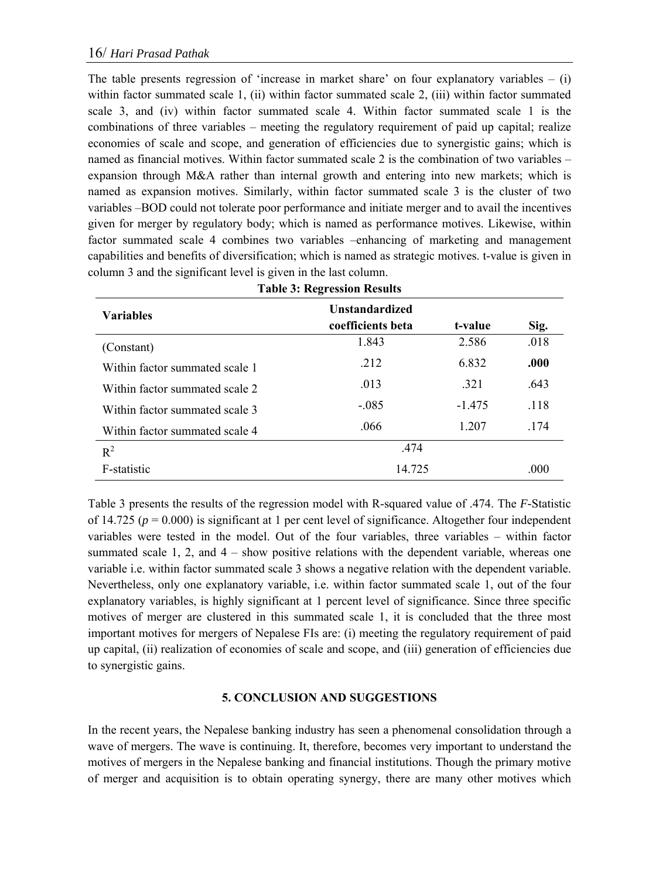The table presents regression of 'increase in market share' on four explanatory variables – (i) within factor summated scale 1, (ii) within factor summated scale 2, (iii) within factor summated scale 3, and (iv) within factor summated scale 4. Within factor summated scale 1 is the combinations of three variables – meeting the regulatory requirement of paid up capital; realize economies of scale and scope, and generation of efficiencies due to synergistic gains; which is named as financial motives. Within factor summated scale 2 is the combination of two variables – expansion through M&A rather than internal growth and entering into new markets; which is named as expansion motives. Similarly, within factor summated scale 3 is the cluster of two variables –BOD could not tolerate poor performance and initiate merger and to avail the incentives given for merger by regulatory body; which is named as performance motives. Likewise, within factor summated scale 4 combines two variables –enhancing of marketing and management capabilities and benefits of diversification; which is named as strategic motives. t-value is given in column 3 and the significant level is given in the last column.

**Table 3: Regression Results**

| Variables | Unstandardized coefficients beta | t-value | Sig. |
|---|---|---|---|
| (Constant) | 1.843 | 2.586 | .018 |
| Within factor summated scale 1 | .212 | 6.832 | **.000** |
| Within factor summated scale 2 | .013 | .321 | .643 |
| Within factor summated scale 3 | -.085 | -1.475 | .118 |
| Within factor summated scale 4 | .066 | 1.207 | .174 |
| $R^2$ | .474 | | |
| F-statistic | 14.725 | | .000 |

Table 3 presents the results of the regression model with R-squared value of .474. The *F*-Statistic of 14.725 ($p = 0.000$) is significant at 1 per cent level of significance. Altogether four independent variables were tested in the model. Out of the four variables, three variables – within factor summated scale 1, 2, and 4 – show positive relations with the dependent variable, whereas one variable i.e. within factor summated scale 3 shows a negative relation with the dependent variable. Nevertheless, only one explanatory variable, i.e. within factor summated scale 1, out of the four explanatory variables, is highly significant at 1 percent level of significance. Since three specific motives of merger are clustered in this summated scale 1, it is concluded that the three most important motives for mergers of Nepalese FIs are: (i) meeting the regulatory requirement of paid up capital, (ii) realization of economies of scale and scope, and (iii) generation of efficiencies due to synergistic gains.

## 5. CONCLUSION AND SUGGESTIONS

In the recent years, the Nepalese banking industry has seen a phenomenal consolidation through a wave of mergers. The wave is continuing. It, therefore, becomes very important to understand the motives of mergers in the Nepalese banking and financial institutions. Though the primary motive of merger and acquisition is to obtain operating synergy, there are many other motives which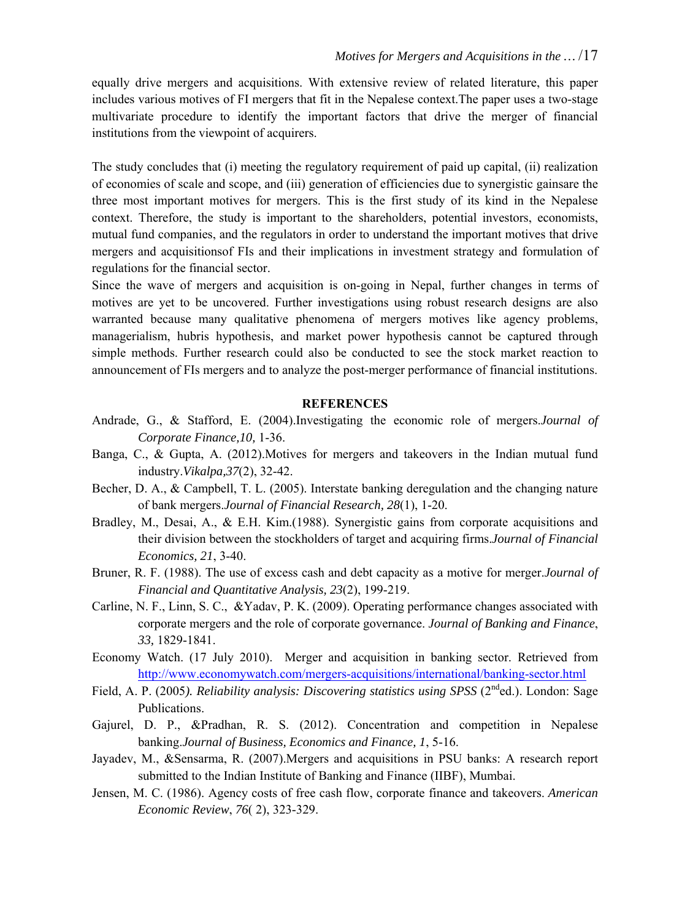equally drive mergers and acquisitions. With extensive review of related literature, this paper includes various motives of FI mergers that fit in the Nepalese context.The paper uses a two-stage multivariate procedure to identify the important factors that drive the merger of financial institutions from the viewpoint of acquirers.

The study concludes that (i) meeting the regulatory requirement of paid up capital, (ii) realization of economies of scale and scope, and (iii) generation of efficiencies due to synergistic gainsare the three most important motives for mergers. This is the first study of its kind in the Nepalese context. Therefore, the study is important to the shareholders, potential investors, economists, mutual fund companies, and the regulators in order to understand the important motives that drive mergers and acquisitionsof FIs and their implications in investment strategy and formulation of regulations for the financial sector.

Since the wave of mergers and acquisition is on-going in Nepal, further changes in terms of motives are yet to be uncovered. Further investigations using robust research designs are also warranted because many qualitative phenomena of mergers motives like agency problems, managerialism, hubris hypothesis, and market power hypothesis cannot be captured through simple methods. Further research could also be conducted to see the stock market reaction to announcement of FIs mergers and to analyze the post-merger performance of financial institutions.

## REFERENCES

Andrade, G., & Stafford, E. (2004).Investigating the economic role of mergers.*Journal of Corporate Finance,10,* 1-36.

Banga, C., & Gupta, A. (2012).Motives for mergers and takeovers in the Indian mutual fund industry.*Vikalpa,37*(2), 32-42.

Becher, D. A., & Campbell, T. L. (2005). Interstate banking deregulation and the changing nature of bank mergers.*Journal of Financial Research, 28*(1), 1-20.

Bradley, M., Desai, A., & E.H. Kim.(1988). Synergistic gains from corporate acquisitions and their division between the stockholders of target and acquiring firms.*Journal of Financial Economics, 21*, 3-40.

Bruner, R. F. (1988). The use of excess cash and debt capacity as a motive for merger.*Journal of Financial and Quantitative Analysis, 23*(2), 199-219.

Carline, N. F., Linn, S. C., &Yadav, P. K. (2009). Operating performance changes associated with corporate mergers and the role of corporate governance. *Journal of Banking and Finance*, *33,* 1829-1841.

Economy Watch. (17 July 2010). Merger and acquisition in banking sector. Retrieved from http://www.economywatch.com/mergers-acquisitions/international/banking-sector.html

Field, A. P. (2005*). Reliability analysis: Discovering statistics using SPSS* (2nd ed.). London: Sage Publications.

Gajurel, D. P., &Pradhan, R. S. (2012). Concentration and competition in Nepalese banking.*Journal of Business, Economics and Finance, 1*, 5-16.

Jayadev, M., &Sensarma, R. (2007).Mergers and acquisitions in PSU banks: A research report submitted to the Indian Institute of Banking and Finance (IIBF), Mumbai.

Jensen, M. C. (1986). Agency costs of free cash flow, corporate finance and takeovers. *American Economic Review*, *76*( 2), 323-329.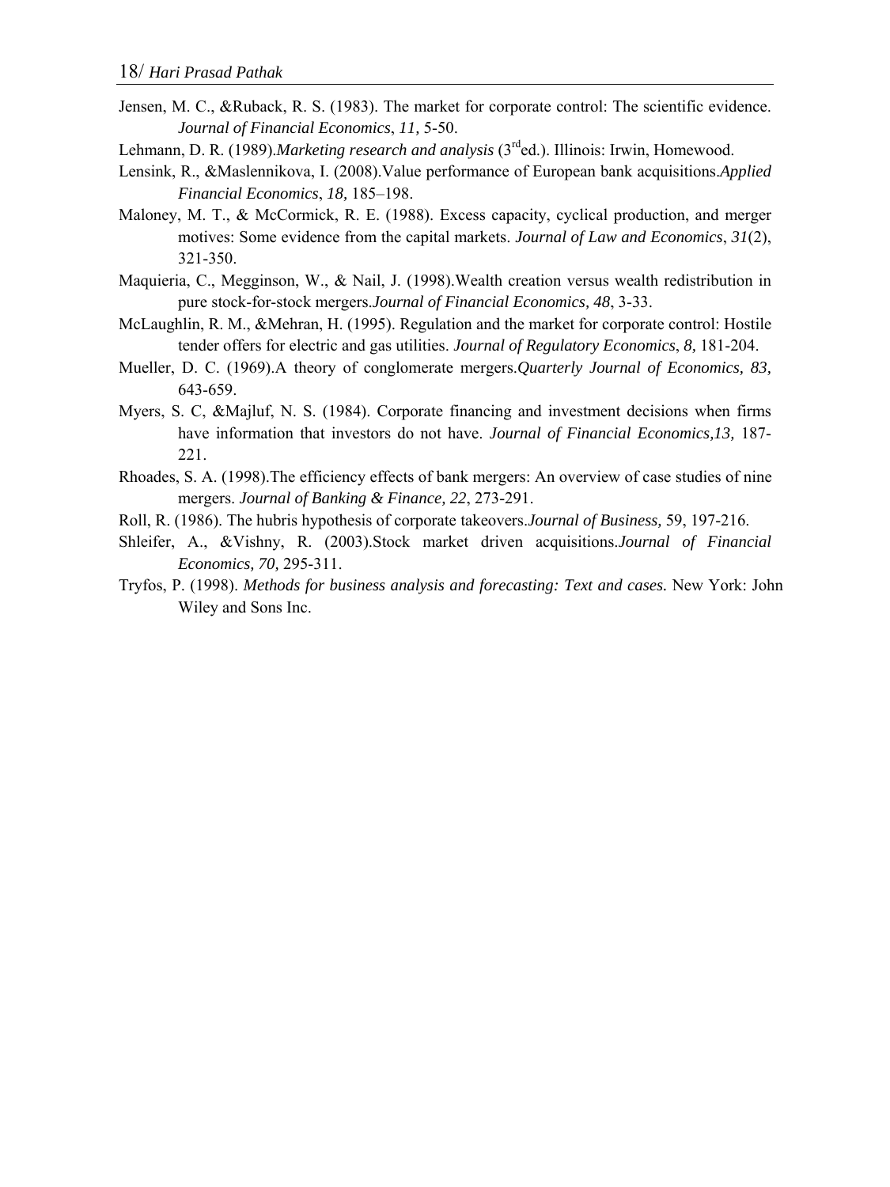Jensen, M. C., &Ruback, R. S. (1983). The market for corporate control: The scientific evidence. *Journal of Financial Economics*, *11,* 5-50.

Lehmann, D. R. (1989).*Marketing research and analysis* (3rd ed.). Illinois: Irwin, Homewood.

Lensink, R., &Maslennikova, I. (2008).Value performance of European bank acquisitions.*Applied Financial Economics*, *18,* 185–198.

Maloney, M. T., & McCormick, R. E. (1988). Excess capacity, cyclical production, and merger motives: Some evidence from the capital markets. *Journal of Law and Economics*, *31*(2), 321-350.

Maquieria, C., Megginson, W., & Nail, J. (1998).Wealth creation versus wealth redistribution in pure stock-for-stock mergers.*Journal of Financial Economics, 48*, 3-33.

McLaughlin, R. M., &Mehran, H. (1995). Regulation and the market for corporate control: Hostile tender offers for electric and gas utilities. *Journal of Regulatory Economics*, *8,* 181-204.

Mueller, D. C. (1969).A theory of conglomerate mergers.*Quarterly Journal of Economics, 83,* 643-659.

Myers, S. C, &Majluf, N. S. (1984). Corporate financing and investment decisions when firms have information that investors do not have. *Journal of Financial Economics,13,* 187-221.

Rhoades, S. A. (1998).The efficiency effects of bank mergers: An overview of case studies of nine mergers. *Journal of Banking & Finance, 22*, 273-291.

Roll, R. (1986). The hubris hypothesis of corporate takeovers.*Journal of Business,* 59, 197-216.

Shleifer, A., &Vishny, R. (2003).Stock market driven acquisitions.*Journal of Financial Economics, 70,* 295-311.

Tryfos, P. (1998). *Methods for business analysis and forecasting: Text and cases.* New York: John Wiley and Sons Inc.